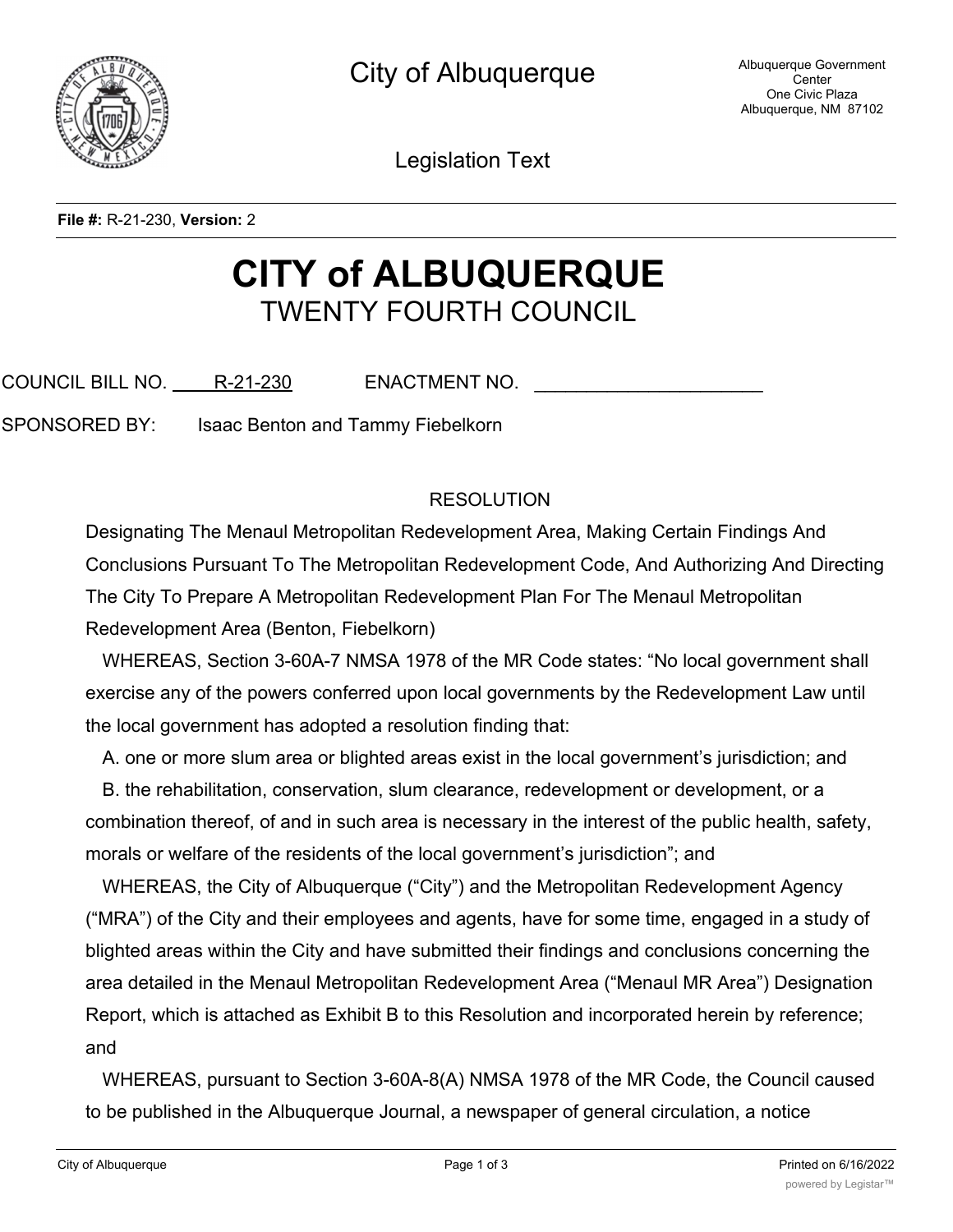City of Albuquerque

Albuquerque Government Center
One Civic Plaza
Albuquerque, NM 87102

Legislation Text

**File #:** R-21-230, **Version:** 2

# CITY of ALBUQUERQUE
## TWENTY FOURTH COUNCIL

COUNCIL BILL NO. R-21-230 ENACTMENT NO. ______________________

SPONSORED BY: Isaac Benton and Tammy Fiebelkorn

RESOLUTION

Designating The Menaul Metropolitan Redevelopment Area, Making Certain Findings And Conclusions Pursuant To The Metropolitan Redevelopment Code, And Authorizing And Directing The City To Prepare A Metropolitan Redevelopment Plan For The Menaul Metropolitan Redevelopment Area (Benton, Fiebelkorn)

WHEREAS, Section 3-60A-7 NMSA 1978 of the MR Code states: "No local government shall exercise any of the powers conferred upon local governments by the Redevelopment Law until the local government has adopted a resolution finding that:

A. one or more slum area or blighted areas exist in the local government's jurisdiction; and

B. the rehabilitation, conservation, slum clearance, redevelopment or development, or a combination thereof, of and in such area is necessary in the interest of the public health, safety, morals or welfare of the residents of the local government's jurisdiction"; and

WHEREAS, the City of Albuquerque ("City") and the Metropolitan Redevelopment Agency ("MRA") of the City and their employees and agents, have for some time, engaged in a study of blighted areas within the City and have submitted their findings and conclusions concerning the area detailed in the Menaul Metropolitan Redevelopment Area ("Menaul MR Area") Designation Report, which is attached as Exhibit B to this Resolution and incorporated herein by reference; and

WHEREAS, pursuant to Section 3-60A-8(A) NMSA 1978 of the MR Code, the Council caused to be published in the Albuquerque Journal, a newspaper of general circulation, a notice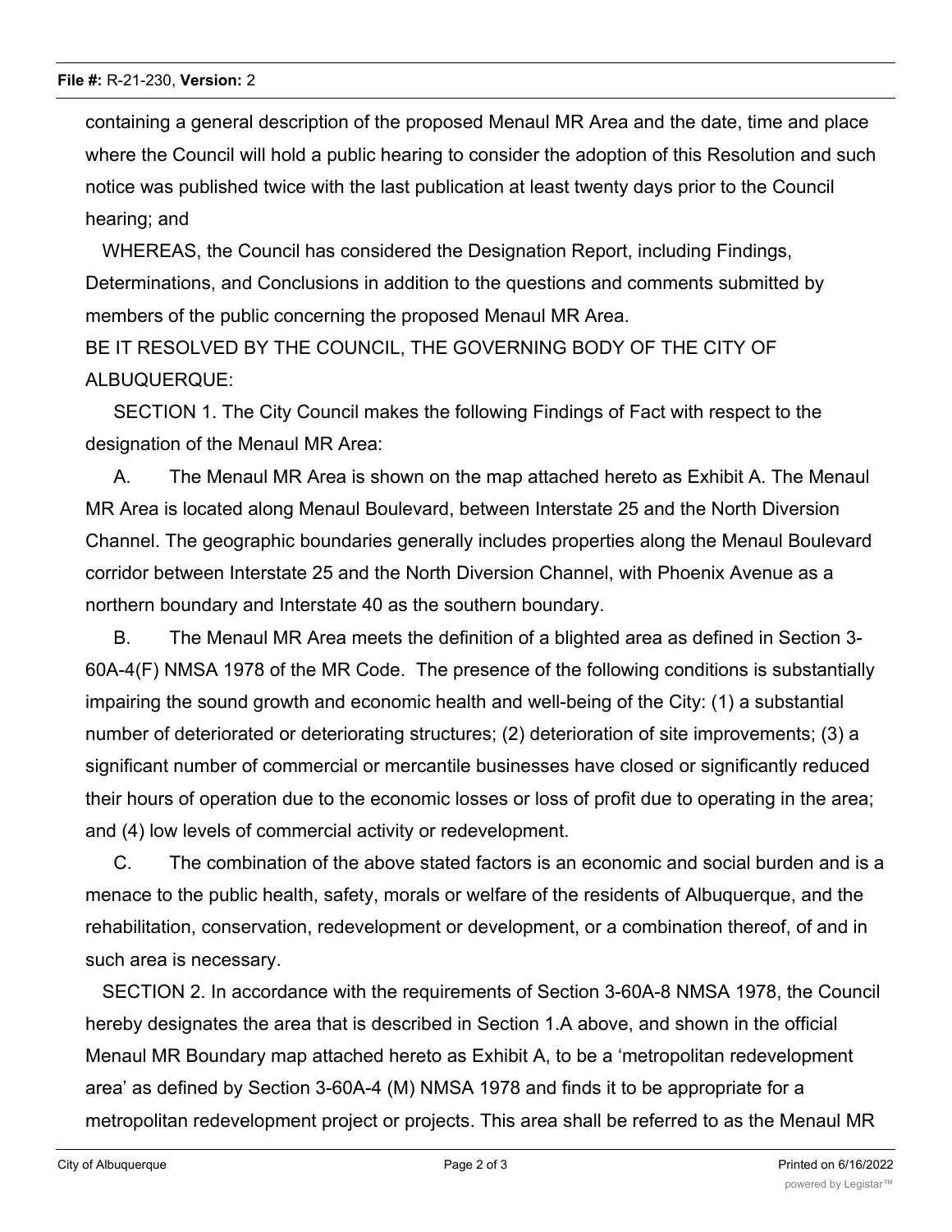containing a general description of the proposed Menaul MR Area and the date, time and place where the Council will hold a public hearing to consider the adoption of this Resolution and such notice was published twice with the last publication at least twenty days prior to the Council hearing; and

WHEREAS, the Council has considered the Designation Report, including Findings, Determinations, and Conclusions in addition to the questions and comments submitted by members of the public concerning the proposed Menaul MR Area.

BE IT RESOLVED BY THE COUNCIL, THE GOVERNING BODY OF THE CITY OF ALBUQUERQUE:

SECTION 1. The City Council makes the following Findings of Fact with respect to the designation of the Menaul MR Area:

A. The Menaul MR Area is shown on the map attached hereto as Exhibit A. The Menaul MR Area is located along Menaul Boulevard, between Interstate 25 and the North Diversion Channel. The geographic boundaries generally includes properties along the Menaul Boulevard corridor between Interstate 25 and the North Diversion Channel, with Phoenix Avenue as a northern boundary and Interstate 40 as the southern boundary.

B. The Menaul MR Area meets the definition of a blighted area as defined in Section 3-60A-4(F) NMSA 1978 of the MR Code. The presence of the following conditions is substantially impairing the sound growth and economic health and well-being of the City: (1) a substantial number of deteriorated or deteriorating structures; (2) deterioration of site improvements; (3) a significant number of commercial or mercantile businesses have closed or significantly reduced their hours of operation due to the economic losses or loss of profit due to operating in the area; and (4) low levels of commercial activity or redevelopment.

C. The combination of the above stated factors is an economic and social burden and is a menace to the public health, safety, morals or welfare of the residents of Albuquerque, and the rehabilitation, conservation, redevelopment or development, or a combination thereof, of and in such area is necessary.

SECTION 2. In accordance with the requirements of Section 3-60A-8 NMSA 1978, the Council hereby designates the area that is described in Section 1.A above, and shown in the official Menaul MR Boundary map attached hereto as Exhibit A, to be a 'metropolitan redevelopment area' as defined by Section 3-60A-4 (M) NMSA 1978 and finds it to be appropriate for a metropolitan redevelopment project or projects. This area shall be referred to as the Menaul MR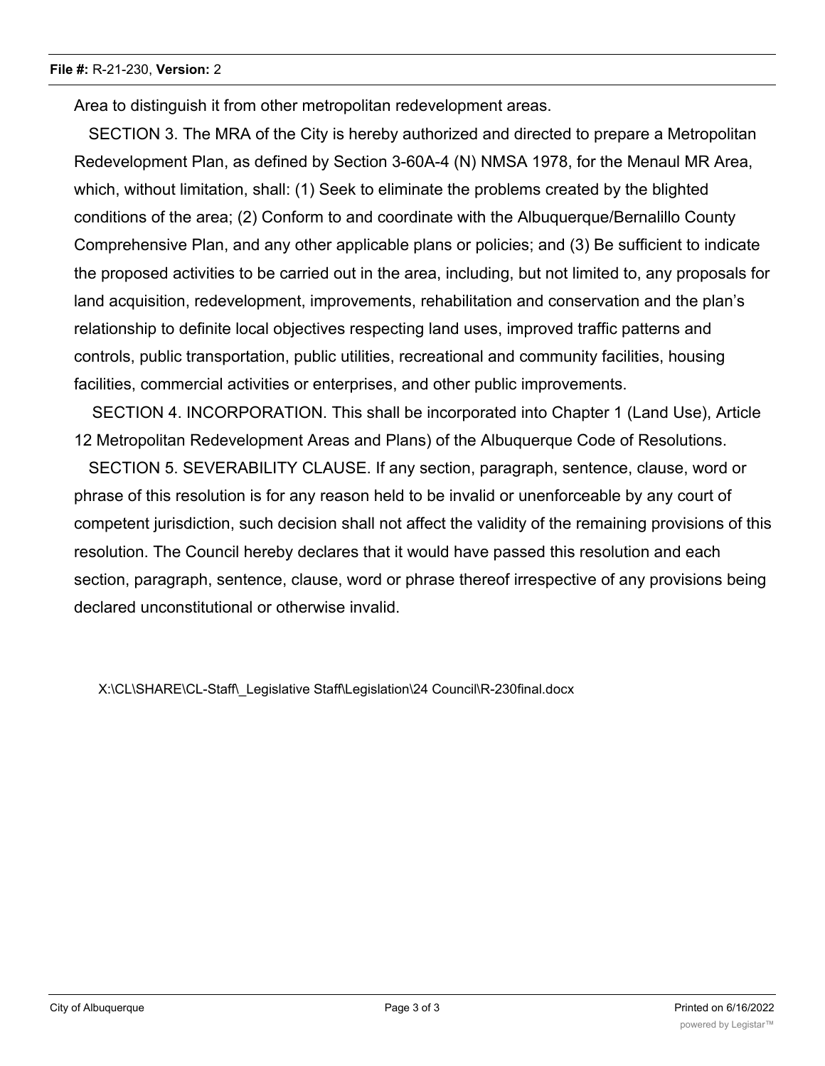Area to distinguish it from other metropolitan redevelopment areas.

SECTION 3. The MRA of the City is hereby authorized and directed to prepare a Metropolitan Redevelopment Plan, as defined by Section 3-60A-4 (N) NMSA 1978, for the Menaul MR Area, which, without limitation, shall: (1) Seek to eliminate the problems created by the blighted conditions of the area; (2) Conform to and coordinate with the Albuquerque/Bernalillo County Comprehensive Plan, and any other applicable plans or policies; and (3) Be sufficient to indicate the proposed activities to be carried out in the area, including, but not limited to, any proposals for land acquisition, redevelopment, improvements, rehabilitation and conservation and the plan's relationship to definite local objectives respecting land uses, improved traffic patterns and controls, public transportation, public utilities, recreational and community facilities, housing facilities, commercial activities or enterprises, and other public improvements.

SECTION 4. INCORPORATION. This shall be incorporated into Chapter 1 (Land Use), Article 12 Metropolitan Redevelopment Areas and Plans) of the Albuquerque Code of Resolutions.

SECTION 5. SEVERABILITY CLAUSE. If any section, paragraph, sentence, clause, word or phrase of this resolution is for any reason held to be invalid or unenforceable by any court of competent jurisdiction, such decision shall not affect the validity of the remaining provisions of this resolution. The Council hereby declares that it would have passed this resolution and each section, paragraph, sentence, clause, word or phrase thereof irrespective of any provisions being declared unconstitutional or otherwise invalid.

X:\CL\SHARE\CL-Staff\_Legislative Staff\Legislation\24 Council\R-230final.docx